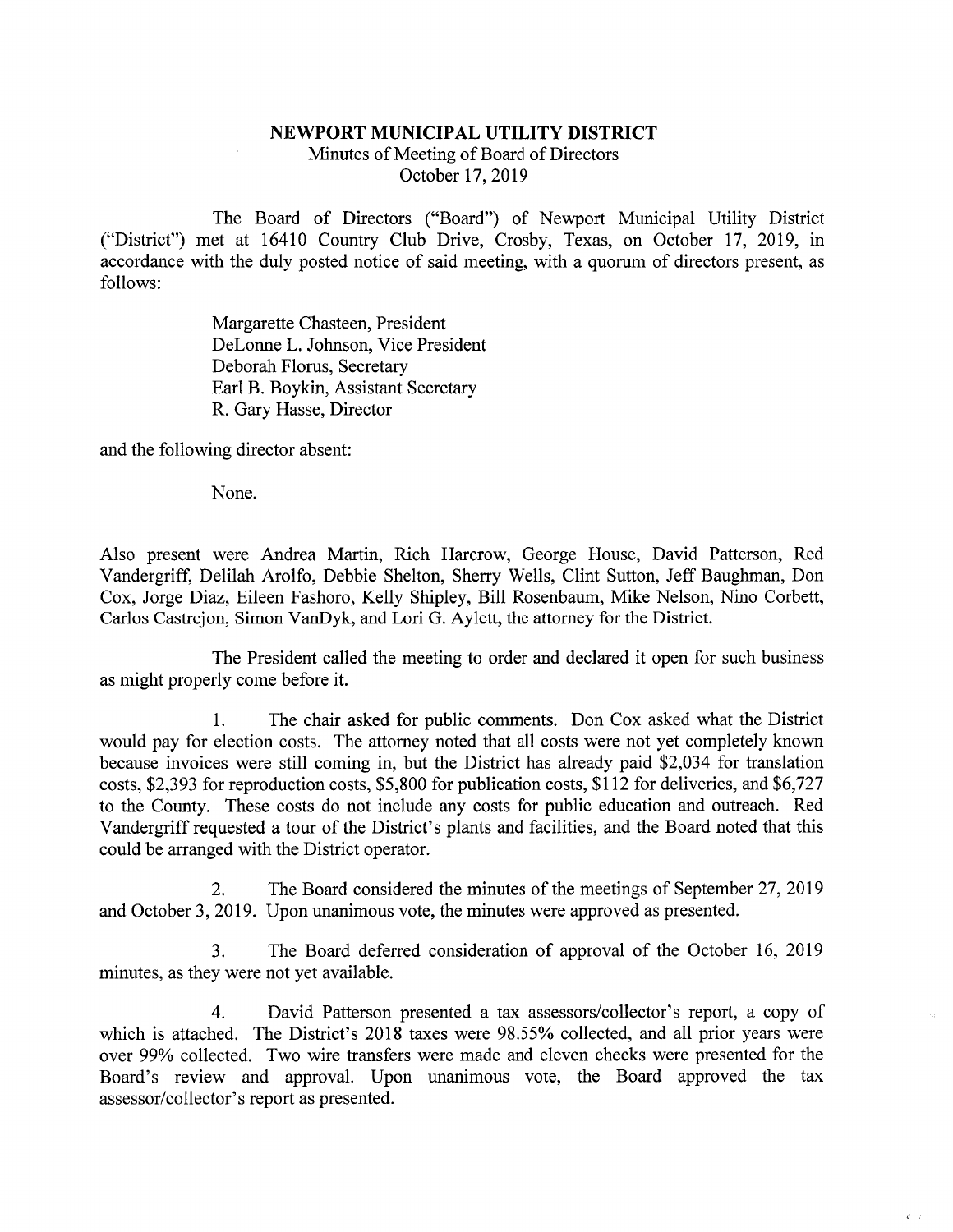# NEWPORT MUNICIPAL UTILITY DISTRICT

Minutes of Meeting of Board of Directors
October 17, 2019

The Board of Directors ("Board") of Newport Municipal Utility District ("District") met at 16410 Country Club Drive, Crosby, Texas, on October 17, 2019, in accordance with the duly posted notice of said meeting, with a quorum of directors present, as follows:

Margarette Chasteen, President
DeLonne L. Johnson, Vice President
Deborah Florus, Secretary
Earl B. Boykin, Assistant Secretary
R. Gary Hasse, Director

and the following director absent:

None.

Also present were Andrea Martin, Rich Harcrow, George House, David Patterson, Red Vandergriff, Delilah Arolfo, Debbie Shelton, Sherry Wells, Clint Sutton, Jeff Baughman, Don Cox, Jorge Diaz, Eileen Fashoro, Kelly Shipley, Bill Rosenbaum, Mike Nelson, Nino Corbett, Carlos Castrejon, Simon VanDyk, and Lori G. Aylett, the attorney for the District.

The President called the meeting to order and declared it open for such business as might properly come before it.

1. The chair asked for public comments. Don Cox asked what the District would pay for election costs. The attorney noted that all costs were not yet completely known because invoices were still coming in, but the District has already paid $2,034 for translation costs, $2,393 for reproduction costs, $5,800 for publication costs, $112 for deliveries, and $6,727 to the County. These costs do not include any costs for public education and outreach. Red Vandergriff requested a tour of the District's plants and facilities, and the Board noted that this could be arranged with the District operator.

2. The Board considered the minutes of the meetings of September 27, 2019 and October 3, 2019. Upon unanimous vote, the minutes were approved as presented.

3. The Board deferred consideration of approval of the October 16, 2019 minutes, as they were not yet available.

4. David Patterson presented a tax assessors/collector's report, a copy of which is attached. The District's 2018 taxes were 98.55% collected, and all prior years were over 99% collected. Two wire transfers were made and eleven checks were presented for the Board's review and approval. Upon unanimous vote, the Board approved the tax assessor/collector's report as presented.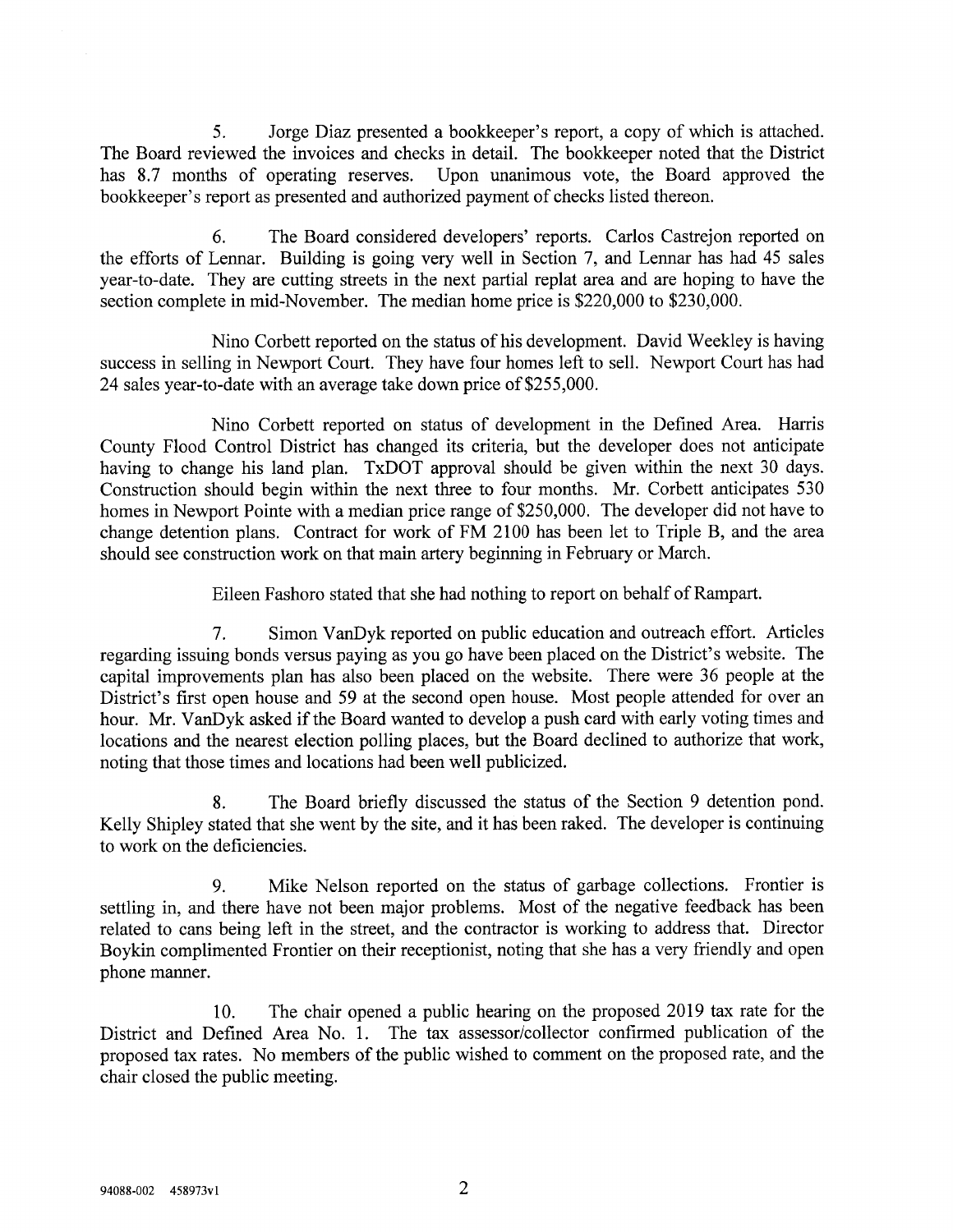5. Jorge Diaz presented a bookkeeper's report, a copy of which is attached. The Board reviewed the invoices and checks in detail. The bookkeeper noted that the District has 8.7 months of operating reserves. Upon unanimous vote, the Board approved the bookkeeper's report as presented and authorized payment of checks listed thereon.

6. The Board considered developers' reports. Carlos Castrejon reported on the efforts of Lennar. Building is going very well in Section 7, and Lennar has had 45 sales year-to-date. They are cutting streets in the next partial replat area and are hoping to have the section complete in mid-November. The median home price is $220,000 to $230,000.

Nino Corbett reported on the status of his development. David Weekley is having success in selling in Newport Court. They have four homes left to sell. Newport Court has had 24 sales year-to-date with an average take down price of $255,000.

Nino Corbett reported on status of development in the Defined Area. Harris County Flood Control District has changed its criteria, but the developer does not anticipate having to change his land plan. TxDOT approval should be given within the next 30 days. Construction should begin within the next three to four months. Mr. Corbett anticipates 530 homes in Newport Pointe with a median price range of $250,000. The developer did not have to change detention plans. Contract for work of FM 2100 has been let to Triple B, and the area should see construction work on that main artery beginning in February or March.

Eileen Fashoro stated that she had nothing to report on behalf of Rampart.

7. Simon VanDyk reported on public education and outreach effort. Articles regarding issuing bonds versus paying as you go have been placed on the District's website. The capital improvements plan has also been placed on the website. There were 36 people at the District's first open house and 59 at the second open house. Most people attended for over an hour. Mr. VanDyk asked if the Board wanted to develop a push card with early voting times and locations and the nearest election polling places, but the Board declined to authorize that work, noting that those times and locations had been well publicized.

8. The Board briefly discussed the status of the Section 9 detention pond. Kelly Shipley stated that she went by the site, and it has been raked. The developer is continuing to work on the deficiencies.

9. Mike Nelson reported on the status of garbage collections. Frontier is settling in, and there have not been major problems. Most of the negative feedback has been related to cans being left in the street, and the contractor is working to address that. Director Boykin complimented Frontier on their receptionist, noting that she has a very friendly and open phone manner.

10. The chair opened a public hearing on the proposed 2019 tax rate for the District and Defined Area No. 1. The tax assessor/collector confirmed publication of the proposed tax rates. No members of the public wished to comment on the proposed rate, and the chair closed the public meeting.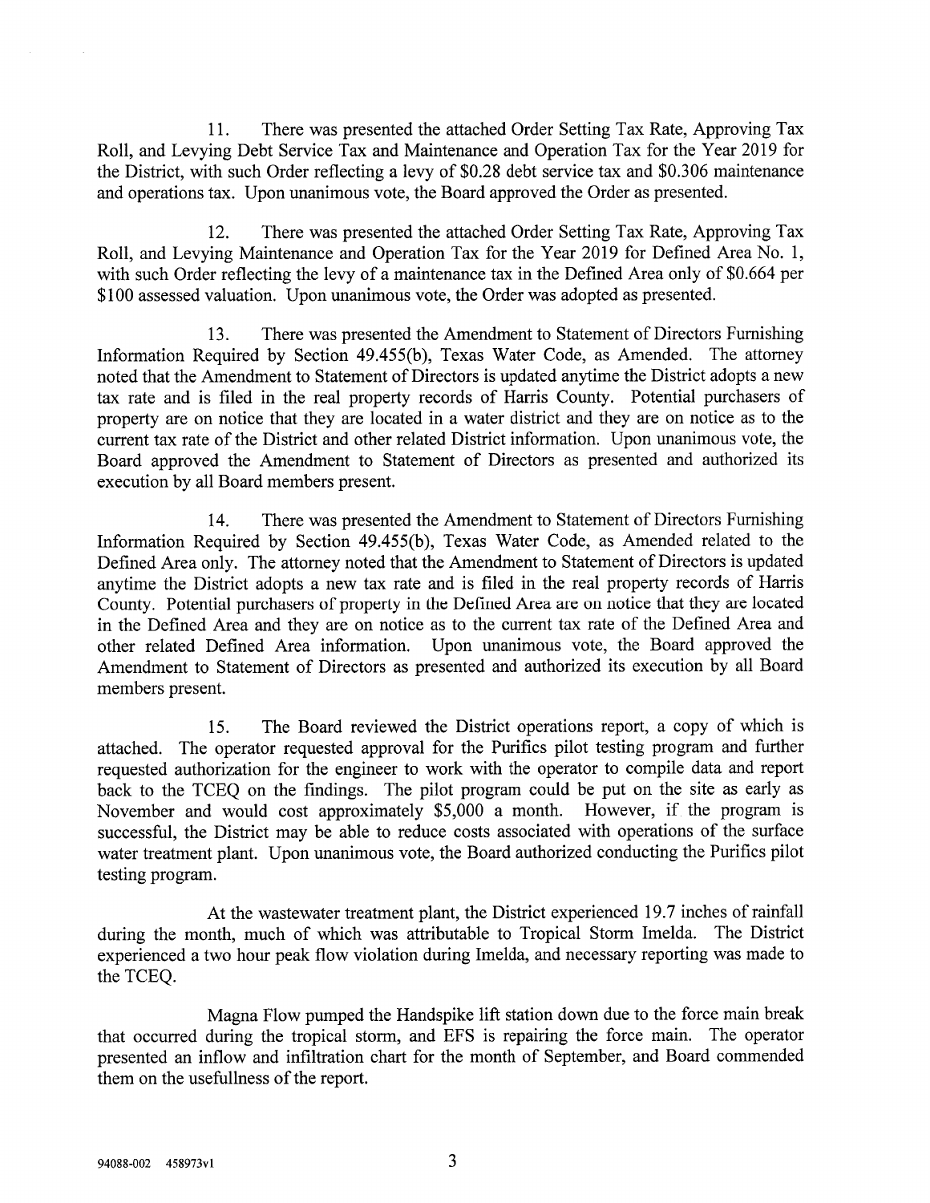11. There was presented the attached Order Setting Tax Rate, Approving Tax Roll, and Levying Debt Service Tax and Maintenance and Operation Tax for the Year 2019 for the District, with such Order reflecting a levy of $0.28 debt service tax and $0.306 maintenance and operations tax. Upon unanimous vote, the Board approved the Order as presented.

12. There was presented the attached Order Setting Tax Rate, Approving Tax Roll, and Levying Maintenance and Operation Tax for the Year 2019 for Defined Area No. 1, with such Order reflecting the levy of a maintenance tax in the Defined Area only of $0.664 per $100 assessed valuation. Upon unanimous vote, the Order was adopted as presented.

13. There was presented the Amendment to Statement of Directors Furnishing Information Required by Section 49.455(b), Texas Water Code, as Amended. The attorney noted that the Amendment to Statement of Directors is updated anytime the District adopts a new tax rate and is filed in the real property records of Harris County. Potential purchasers of property are on notice that they are located in a water district and they are on notice as to the current tax rate of the District and other related District information. Upon unanimous vote, the Board approved the Amendment to Statement of Directors as presented and authorized its execution by all Board members present.

14. There was presented the Amendment to Statement of Directors Furnishing Information Required by Section 49.455(b), Texas Water Code, as Amended related to the Defined Area only. The attorney noted that the Amendment to Statement of Directors is updated anytime the District adopts a new tax rate and is filed in the real property records of Harris County. Potential purchasers of property in the Defined Area are on notice that they are located in the Defined Area and they are on notice as to the current tax rate of the Defined Area and other related Defined Area information. Upon unanimous vote, the Board approved the Amendment to Statement of Directors as presented and authorized its execution by all Board members present.

15. The Board reviewed the District operations report, a copy of which is attached. The operator requested approval for the Purifics pilot testing program and further requested authorization for the engineer to work with the operator to compile data and report back to the TCEQ on the findings. The pilot program could be put on the site as early as November and would cost approximately $5,000 a month. However, if the program is successful, the District may be able to reduce costs associated with operations of the surface water treatment plant. Upon unanimous vote, the Board authorized conducting the Purifics pilot testing program.

At the wastewater treatment plant, the District experienced 19.7 inches of rainfall during the month, much of which was attributable to Tropical Storm Imelda. The District experienced a two hour peak flow violation during Imelda, and necessary reporting was made to the TCEQ.

Magna Flow pumped the Handspike lift station down due to the force main break that occurred during the tropical storm, and EFS is repairing the force main. The operator presented an inflow and infiltration chart for the month of September, and Board commended them on the usefullness of the report.

94088-002 458973v1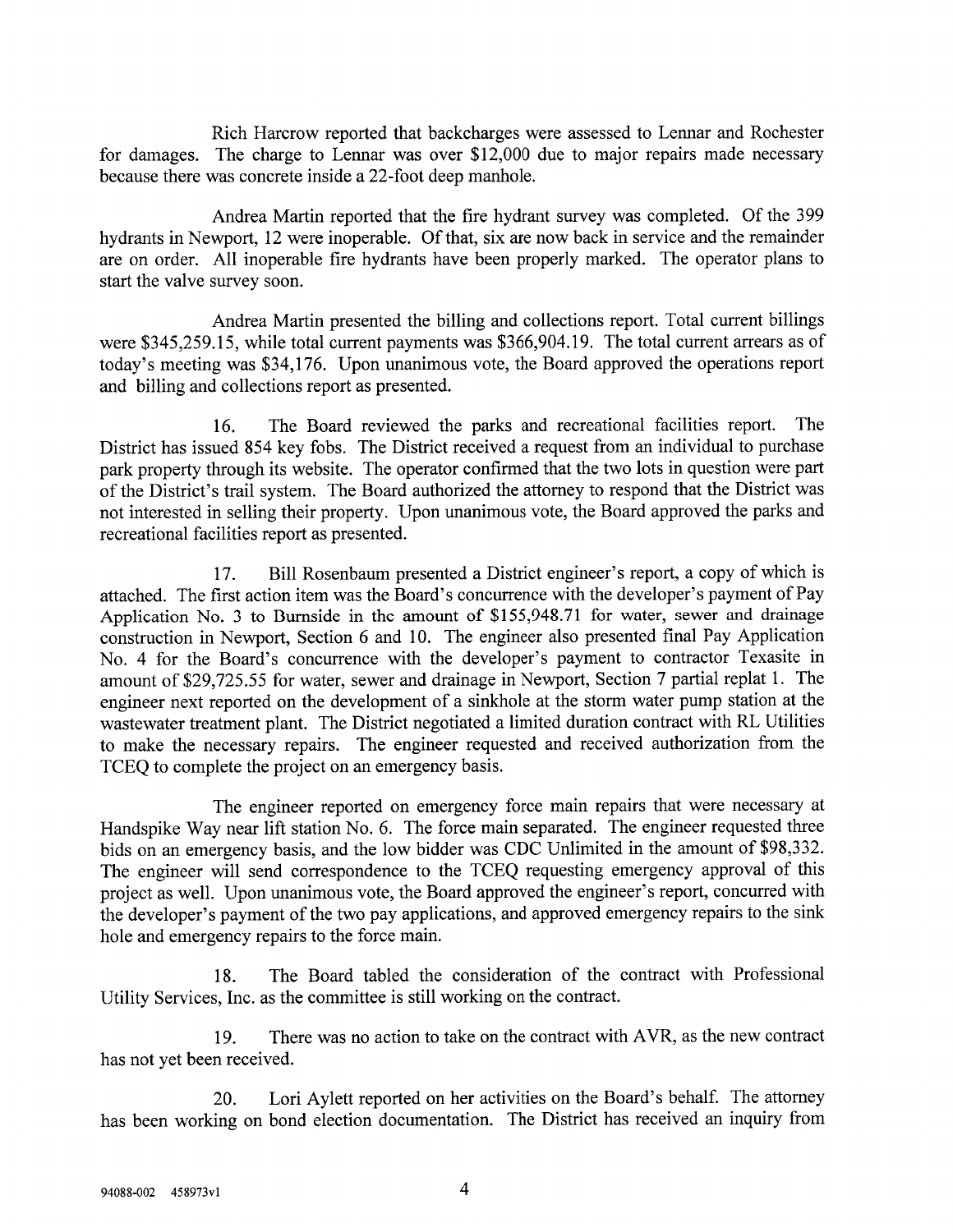Rich Harcrow reported that backcharges were assessed to Lennar and Rochester for damages. The charge to Lennar was over $12,000 due to major repairs made necessary because there was concrete inside a 22-foot deep manhole.

Andrea Martin reported that the fire hydrant survey was completed. Of the 399 hydrants in Newport, 12 were inoperable. Of that, six are now back in service and the remainder are on order. All inoperable fire hydrants have been properly marked. The operator plans to start the valve survey soon.

Andrea Martin presented the billing and collections report. Total current billings were $345,259.15, while total current payments was $366,904.19. The total current arrears as of today's meeting was $34,176. Upon unanimous vote, the Board approved the operations report and billing and collections report as presented.

16. The Board reviewed the parks and recreational facilities report. The District has issued 854 key fobs. The District received a request from an individual to purchase park property through its website. The operator confirmed that the two lots in question were part of the District's trail system. The Board authorized the attorney to respond that the District was not interested in selling their property. Upon unanimous vote, the Board approved the parks and recreational facilities report as presented.

17. Bill Rosenbaum presented a District engineer's report, a copy of which is attached. The first action item was the Board's concurrence with the developer's payment of Pay Application No. 3 to Burnside in thc amount of $155,948.71 for water, sewer and drainage construction in Newport, Section 6 and 10. The engineer also presented final Pay Application No. 4 for the Board's concurrence with the developer's payment to contractor Texasite in amount of $29,725.55 for water, sewer and drainage in Newport, Section 7 partial replat 1. The engineer next reported on the development of a sinkhole at the storm water pump station at the wastewater treatment plant. The District negotiated a limited duration contract with RL Utilities to make the necessary repairs. The engineer requested and received authorization from the TCEQ to complete the project on an emergency basis.

The engineer reported on emergency force main repairs that were necessary at Handspike Way near lift station No. 6. The force main separated. The engineer requested three bids on an emergency basis, and the low bidder was CDC Unlimited in the amount of $98,332. The engineer will send correspondence to the TCEQ requesting emergency approval of this project as well. Upon unanimous vote, the Board approved the engineer's report, concurred with the developer's payment of the two pay applications, and approved emergency repairs to the sink hole and emergency repairs to the force main.

18. The Board tabled the consideration of the contract with Professional Utility Services, Inc. as the committee is still working on the contract.

19. There was no action to take on the contract with AVR, as the new contract has not yet been received.

20. Lori Aylett reported on her activities on the Board's behalf. The attorney has been working on bond election documentation. The District has received an inquiry from

94088-002 458973v1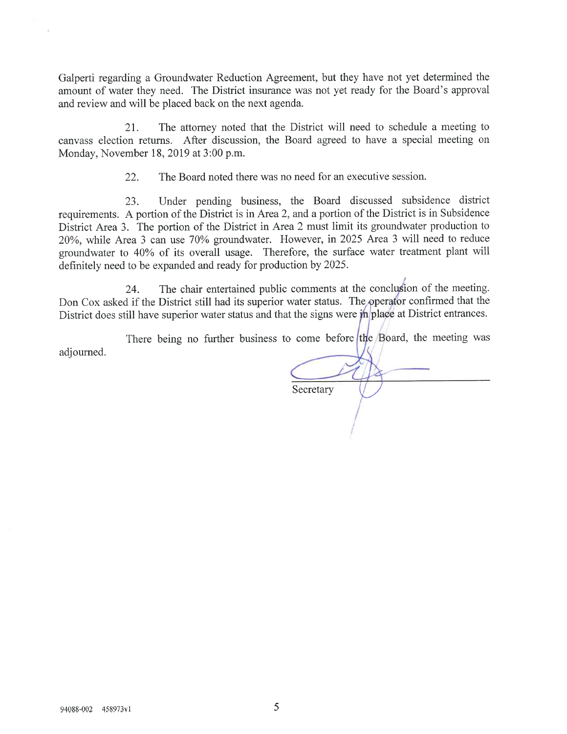Galperti regarding a Groundwater Reduction Agreement, but they have not yet determined the amount of water they need. The District insurance was not yet ready for the Board's approval and review and will be placed back on the next agenda.

21. The attorney noted that the District will need to schedule a meeting to canvass election returns. After discussion, the Board agreed to have a special meeting on Monday, November 18, 2019 at 3:00 p.m.

22. The Board noted there was no need for an executive session.

23. Under pending business, the Board discussed subsidence district requirements. A portion of the District is in Area 2, and a portion of the District is in Subsidence District Area 3. The portion of the District in Area 2 must limit its groundwater production to 20%, while Area 3 can use 70% groundwater. However, in 2025 Area 3 will need to reduce groundwater to 40% of its overall usage. Therefore, the surface water treatment plant will definitely need to be expanded and ready for production by 2025.

24. The chair entertained public comments at the conclusion of the meeting. Don Cox asked if the District still had its superior water status. The operator confirmed that the District does still have superior water status and that the signs were in place at District entrances.

There being no further business to come before the Board, the meeting was adjourned.

Secretary

94088-002 458973v1